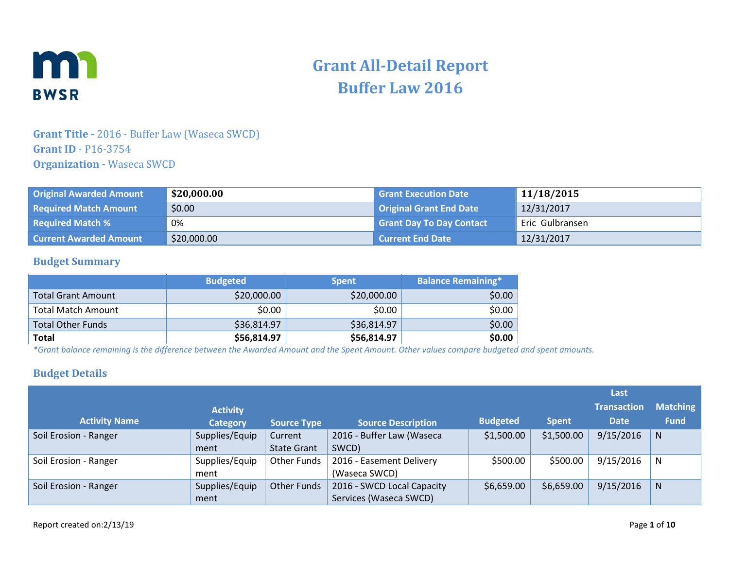# Grant All-Detail Report
# Buffer Law 2016

**Grant Title -** 2016 - Buffer Law (Waseca SWCD)
**Grant ID** - P16-3754
**Organization -** Waseca SWCD

| Original Awarded Amount | **$20,000.00** | Grant Execution Date | **11/18/2015** |
|---|---|---|---|
| Required Match Amount | $0.00 | Original Grant End Date | 12/31/2017 |
| Required Match % | 0% | Grant Day To Day Contact | Eric Gulbransen |
| Current Awarded Amount | $20,000.00 | Current End Date | 12/31/2017 |

## Budget Summary

| | Budgeted | Spent | Balance Remaining* |
|---|---|---|---|
| Total Grant Amount | $20,000.00 | $20,000.00 | $0.00 |
| Total Match Amount | $0.00 | $0.00 | $0.00 |
| Total Other Funds | $36,814.97 | $36,814.97 | $0.00 |
| **Total** | **$56,814.97** | **$56,814.97** | **$0.00** |

*\*Grant balance remaining is the difference between the Awarded Amount and the Spent Amount. Other values compare budgeted and spent amounts.*

## Budget Details

| Activity Name | Activity Category | Source Type | Source Description | Budgeted | Spent | Last Transaction Date | Matching Fund |
|---|---|---|---|---|---|---|---|
| Soil Erosion - Ranger | Supplies/Equipment | Current State Grant | 2016 - Buffer Law (Waseca SWCD) | $1,500.00 | $1,500.00 | 9/15/2016 | N |
| Soil Erosion - Ranger | Supplies/Equipment | Other Funds | 2016 - Easement Delivery (Waseca SWCD) | $500.00 | $500.00 | 9/15/2016 | N |
| Soil Erosion - Ranger | Supplies/Equipment | Other Funds | 2016 - SWCD Local Capacity Services (Waseca SWCD) | $6,659.00 | $6,659.00 | 9/15/2016 | N |

Report created on:2/13/19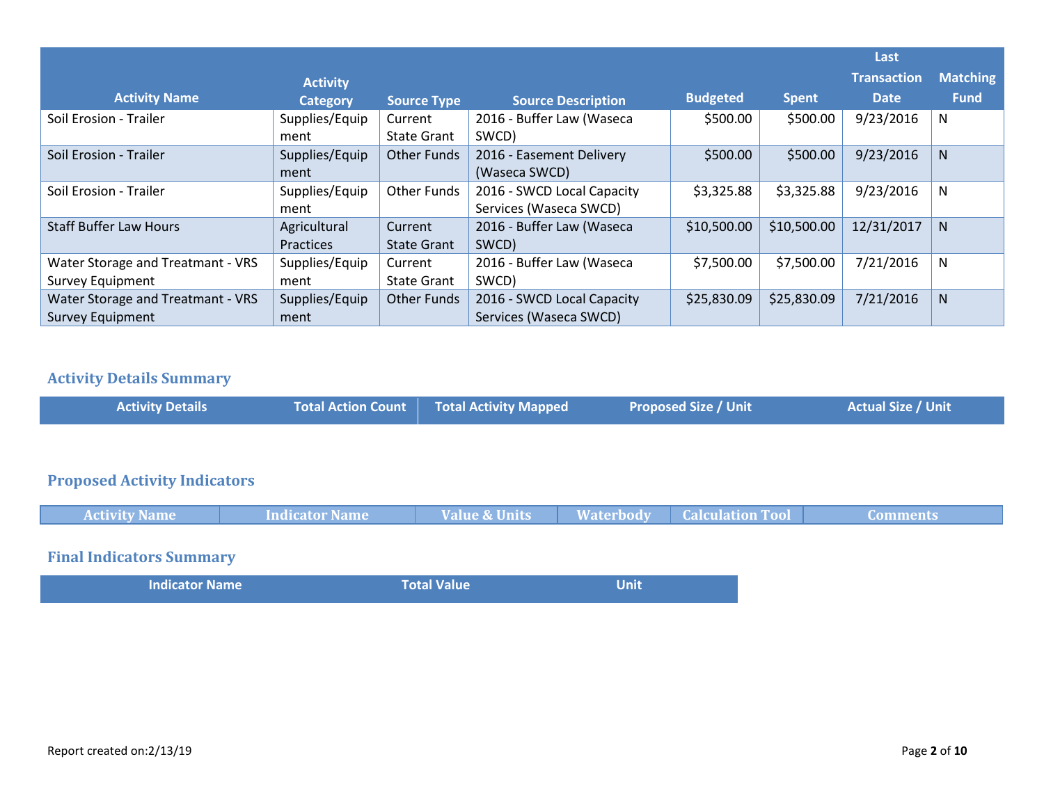| Activity Name | Activity Category | Source Type | Source Description | Budgeted | Spent | Last Transaction Date | Matching Fund |
|---|---|---|---|---|---|---|---|
| Soil Erosion - Trailer | Supplies/Equipment | Current State Grant | 2016 - Buffer Law (Waseca SWCD) | $500.00 | $500.00 | 9/23/2016 | N |
| Soil Erosion - Trailer | Supplies/Equipment | Other Funds | 2016 - Easement Delivery (Waseca SWCD) | $500.00 | $500.00 | 9/23/2016 | N |
| Soil Erosion - Trailer | Supplies/Equipment | Other Funds | 2016 - SWCD Local Capacity Services (Waseca SWCD) | $3,325.88 | $3,325.88 | 9/23/2016 | N |
| Staff Buffer Law Hours | Agricultural Practices | Current State Grant | 2016 - Buffer Law (Waseca SWCD) | $10,500.00 | $10,500.00 | 12/31/2017 | N |
| Water Storage and Treatmant - VRS Survey Equipment | Supplies/Equipment | Current State Grant | 2016 - Buffer Law (Waseca SWCD) | $7,500.00 | $7,500.00 | 7/21/2016 | N |
| Water Storage and Treatmant - VRS Survey Equipment | Supplies/Equipment | Other Funds | 2016 - SWCD Local Capacity Services (Waseca SWCD) | $25,830.09 | $25,830.09 | 7/21/2016 | N |

## Activity Details Summary

| Activity Details | Total Action Count | Total Activity Mapped | Proposed Size / Unit | Actual Size / Unit |
|---|---|---|---|---|

## Proposed Activity Indicators

| Activity Name | Indicator Name | Value & Units | Waterbody | Calculation Tool | Comments |
|---|---|---|---|---|---|

## Final Indicators Summary

| Indicator Name | Total Value | Unit |
|---|---|---|

Report created on:2/13/19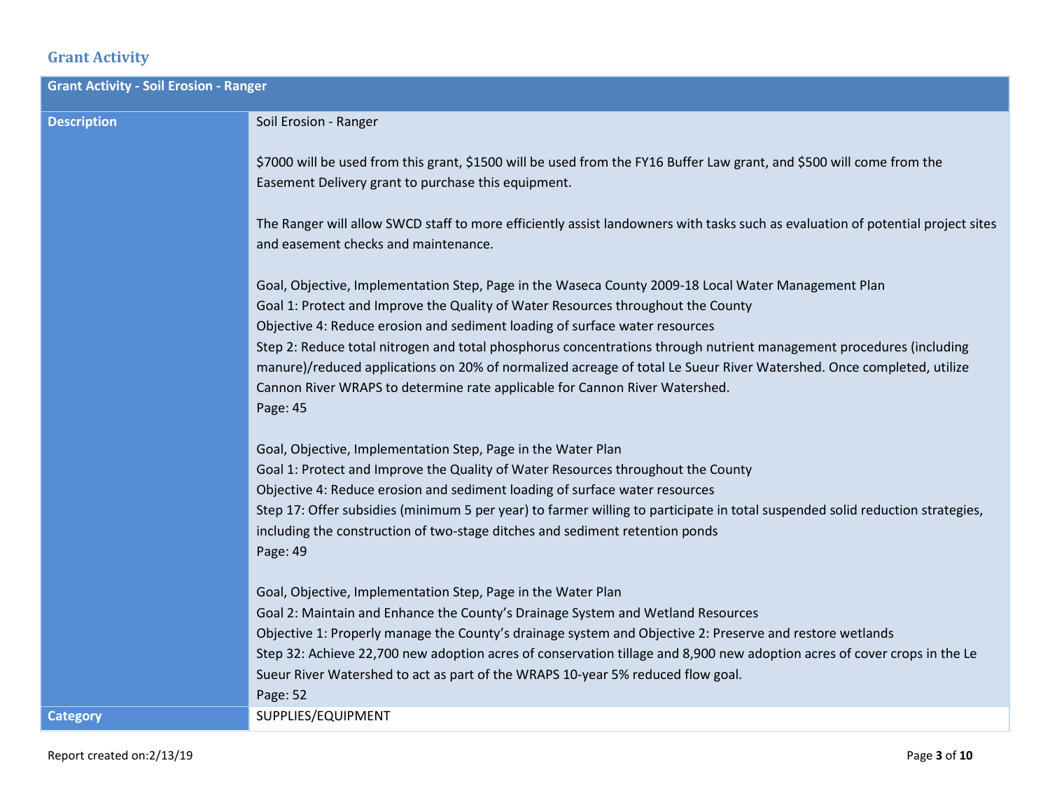## Grant Activity

| Grant Activity - Soil Erosion - Ranger | |
|---|---|
| **Description** | Soil Erosion - Ranger<br><br>$7000 will be used from this grant, $1500 will be used from the FY16 Buffer Law grant, and $500 will come from the Easement Delivery grant to purchase this equipment.<br><br>The Ranger will allow SWCD staff to more efficiently assist landowners with tasks such as evaluation of potential project sites and easement checks and maintenance.<br><br>Goal, Objective, Implementation Step, Page in the Waseca County 2009-18 Local Water Management Plan<br>Goal 1: Protect and Improve the Quality of Water Resources throughout the County<br>Objective 4: Reduce erosion and sediment loading of surface water resources<br>Step 2: Reduce total nitrogen and total phosphorus concentrations through nutrient management procedures (including manure)/reduced applications on 20% of normalized acreage of total Le Sueur River Watershed. Once completed, utilize Cannon River WRAPS to determine rate applicable for Cannon River Watershed.<br>Page: 45<br><br>Goal, Objective, Implementation Step, Page in the Water Plan<br>Goal 1: Protect and Improve the Quality of Water Resources throughout the County<br>Objective 4: Reduce erosion and sediment loading of surface water resources<br>Step 17: Offer subsidies (minimum 5 per year) to farmer willing to participate in total suspended solid reduction strategies, including the construction of two-stage ditches and sediment retention ponds<br>Page: 49<br><br>Goal, Objective, Implementation Step, Page in the Water Plan<br>Goal 2: Maintain and Enhance the County's Drainage System and Wetland Resources<br>Objective 1: Properly manage the County's drainage system and Objective 2: Preserve and restore wetlands<br>Step 32: Achieve 22,700 new adoption acres of conservation tillage and 8,900 new adoption acres of cover crops in the Le Sueur River Watershed to act as part of the WRAPS 10-year 5% reduced flow goal.<br>Page: 52 |
| **Category** | SUPPLIES/EQUIPMENT |

Report created on:2/13/19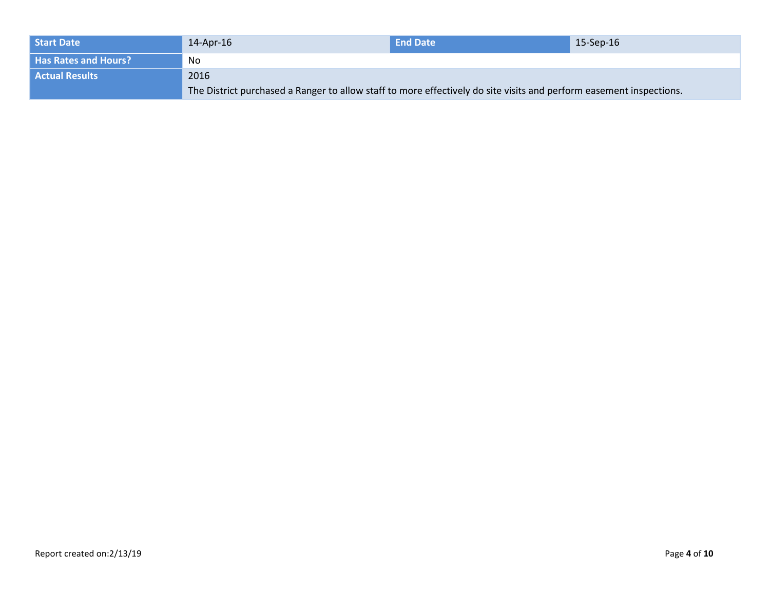| Start Date | 14-Apr-16 | End Date | 15-Sep-16 |
|---|---|---|---|
| Has Rates and Hours? | No | | |
| Actual Results | 2016<br>The District purchased a Ranger to allow staff to more effectively do site visits and perform easement inspections. | | |

Report created on:2/13/19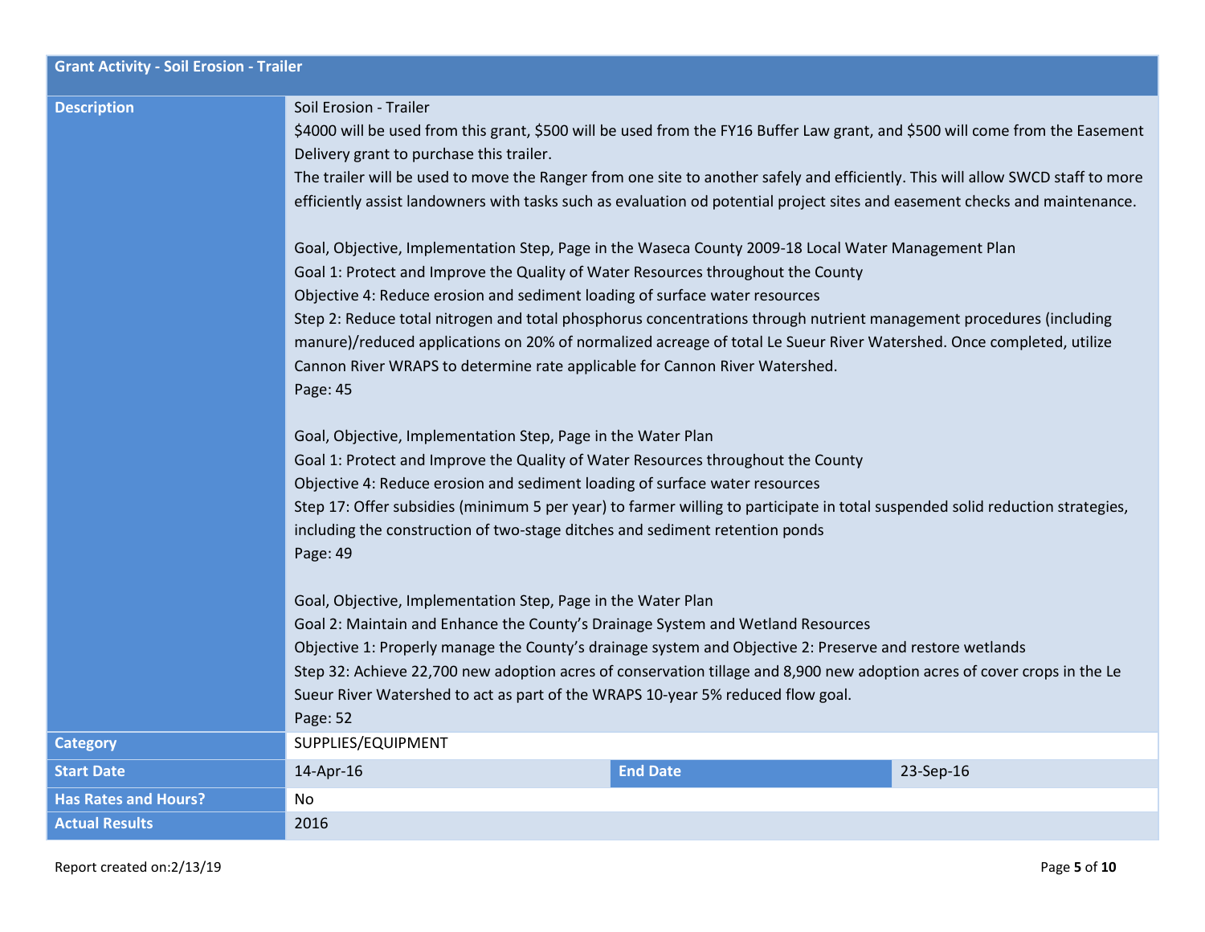| Grant Activity - Soil Erosion - Trailer | | | |
|---|---|---|---|
| **Description** | Soil Erosion - Trailer<br>$4000 will be used from this grant, $500 will be used from the FY16 Buffer Law grant, and $500 will come from the Easement Delivery grant to purchase this trailer.<br>The trailer will be used to move the Ranger from one site to another safely and efficiently. This will allow SWCD staff to more efficiently assist landowners with tasks such as evaluation od potential project sites and easement checks and maintenance.<br><br>Goal, Objective, Implementation Step, Page in the Waseca County 2009-18 Local Water Management Plan<br>Goal 1: Protect and Improve the Quality of Water Resources throughout the County<br>Objective 4: Reduce erosion and sediment loading of surface water resources<br>Step 2: Reduce total nitrogen and total phosphorus concentrations through nutrient management procedures (including manure)/reduced applications on 20% of normalized acreage of total Le Sueur River Watershed. Once completed, utilize Cannon River WRAPS to determine rate applicable for Cannon River Watershed.<br>Page: 45<br><br>Goal, Objective, Implementation Step, Page in the Water Plan<br>Goal 1: Protect and Improve the Quality of Water Resources throughout the County<br>Objective 4: Reduce erosion and sediment loading of surface water resources<br>Step 17: Offer subsidies (minimum 5 per year) to farmer willing to participate in total suspended solid reduction strategies, including the construction of two-stage ditches and sediment retention ponds<br>Page: 49<br><br>Goal, Objective, Implementation Step, Page in the Water Plan<br>Goal 2: Maintain and Enhance the County's Drainage System and Wetland Resources<br>Objective 1: Properly manage the County's drainage system and Objective 2: Preserve and restore wetlands<br>Step 32: Achieve 22,700 new adoption acres of conservation tillage and 8,900 new adoption acres of cover crops in the Le Sueur River Watershed to act as part of the WRAPS 10-year 5% reduced flow goal.<br>Page: 52 | | |
| **Category** | SUPPLIES/EQUIPMENT | | |
| **Start Date** | 14-Apr-16 | **End Date** | 23-Sep-16 |
| **Has Rates and Hours?** | No | | |
| **Actual Results** | 2016 | | |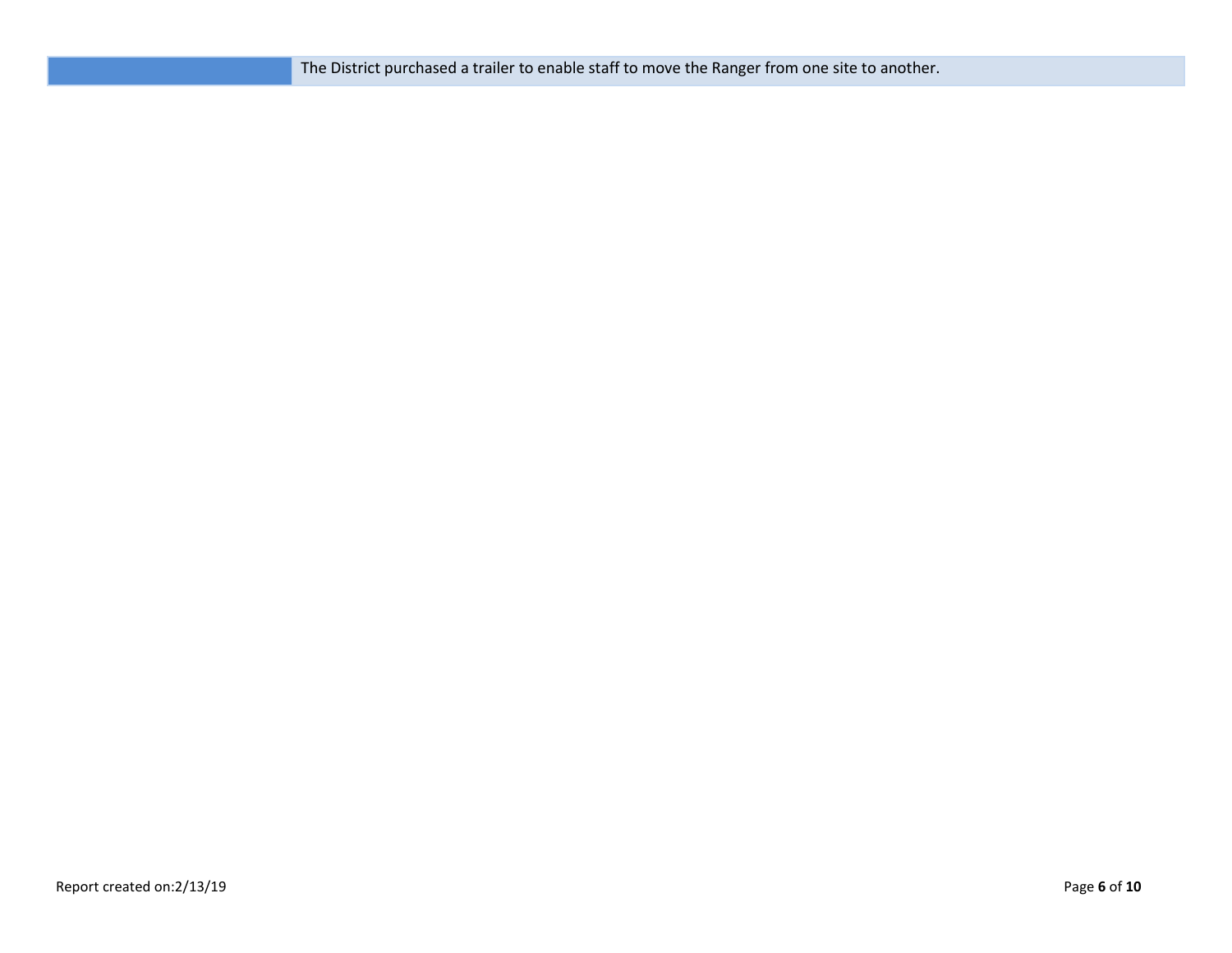| | |
|---|---|
| | The District purchased a trailer to enable staff to move the Ranger from one site to another. |

Report created on:2/13/19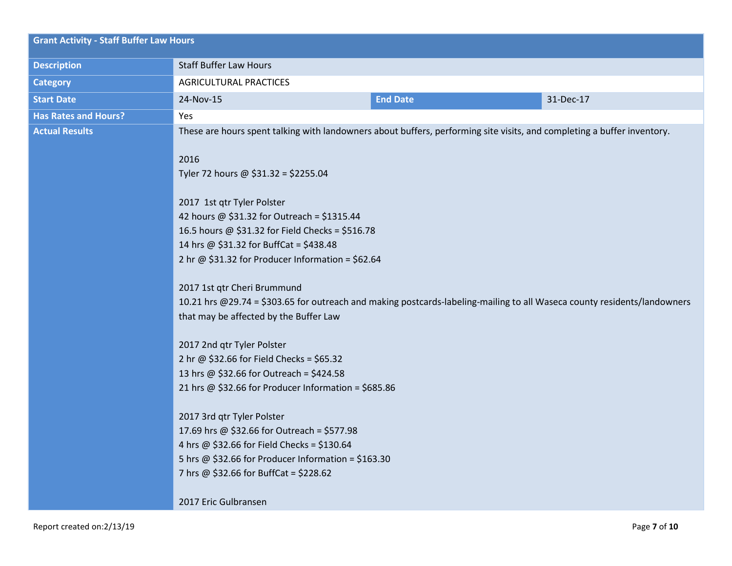| Grant Activity - Staff Buffer Law Hours | | | |
|---|---|---|---|
| **Description** | Staff Buffer Law Hours | | |
| **Category** | AGRICULTURAL PRACTICES | | |
| **Start Date** | 24-Nov-15 | **End Date** | 31-Dec-17 |
| **Has Rates and Hours?** | Yes | | |
| **Actual Results** | These are hours spent talking with landowners about buffers, performing site visits, and completing a buffer inventory.<br><br>2016<br>Tyler 72 hours @ $31.32 = $2255.04<br><br>2017 1st qtr Tyler Polster<br>42 hours @ $31.32 for Outreach = $1315.44<br>16.5 hours @ $31.32 for Field Checks = $516.78<br>14 hrs @ $31.32 for BuffCat = $438.48<br>2 hr @ $31.32 for Producer Information = $62.64<br><br>2017 1st qtr Cheri Brummund<br>10.21 hrs @29.74 = $303.65 for outreach and making postcards-labeling-mailing to all Waseca county residents/landowners that may be affected by the Buffer Law<br><br>2017 2nd qtr Tyler Polster<br>2 hr @ $32.66 for Field Checks = $65.32<br>13 hrs @ $32.66 for Outreach = $424.58<br>21 hrs @ $32.66 for Producer Information = $685.86<br><br>2017 3rd qtr Tyler Polster<br>17.69 hrs @ $32.66 for Outreach = $577.98<br>4 hrs @ $32.66 for Field Checks = $130.64<br>5 hrs @ $32.66 for Producer Information = $163.30<br>7 hrs @ $32.66 for BuffCat = $228.62<br><br>2017 Eric Gulbransen | | |

Report created on:2/13/19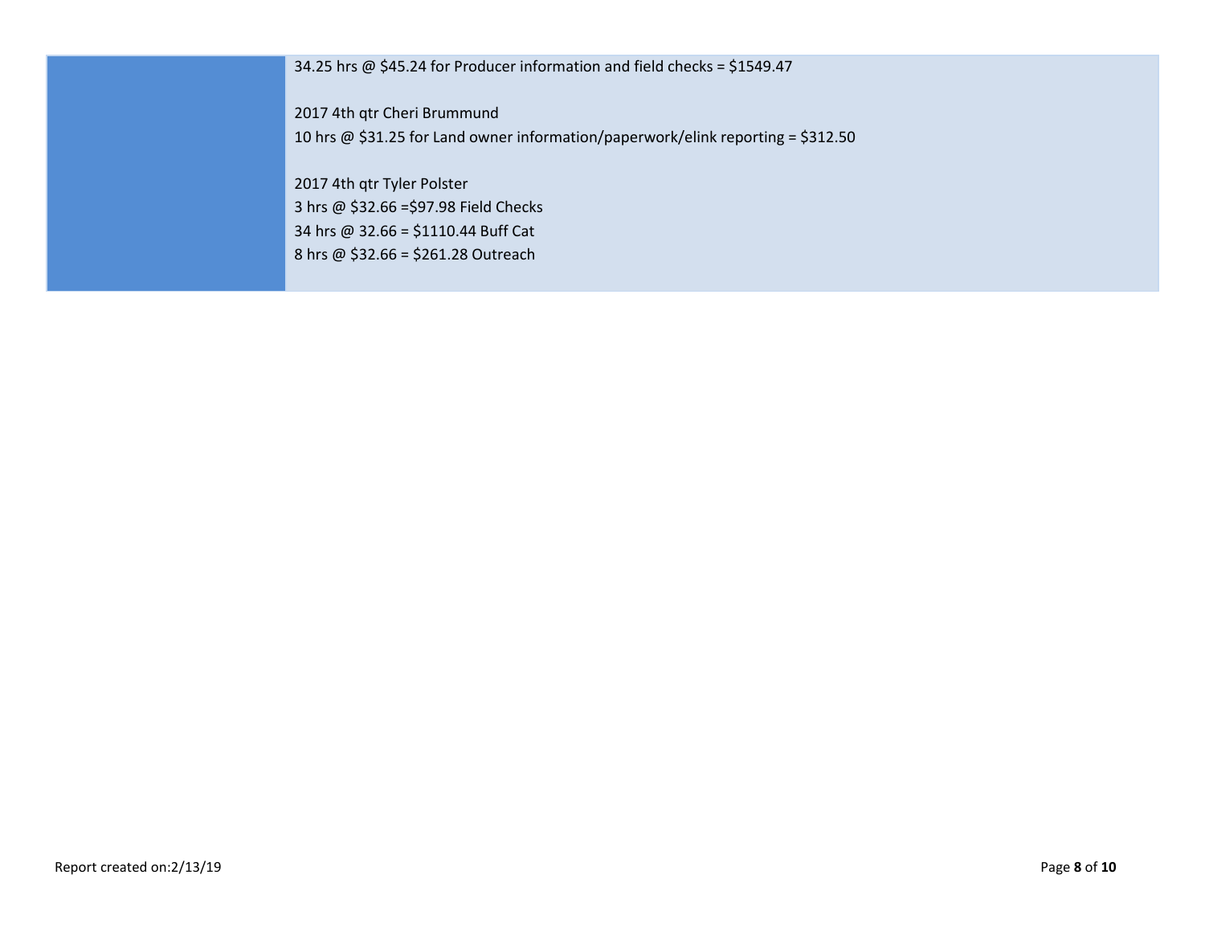| | |
|---|---|
| | 34.25 hrs @ $45.24 for Producer information and field checks = $1549.47<br><br>2017 4th qtr Cheri Brummund<br>10 hrs @ $31.25 for Land owner information/paperwork/elink reporting = $312.50<br><br>2017 4th qtr Tyler Polster<br>3 hrs @ $32.66 =$97.98 Field Checks<br>34 hrs @ 32.66 = $1110.44 Buff Cat<br>8 hrs @ $32.66 = $261.28 Outreach |

Report created on:2/13/19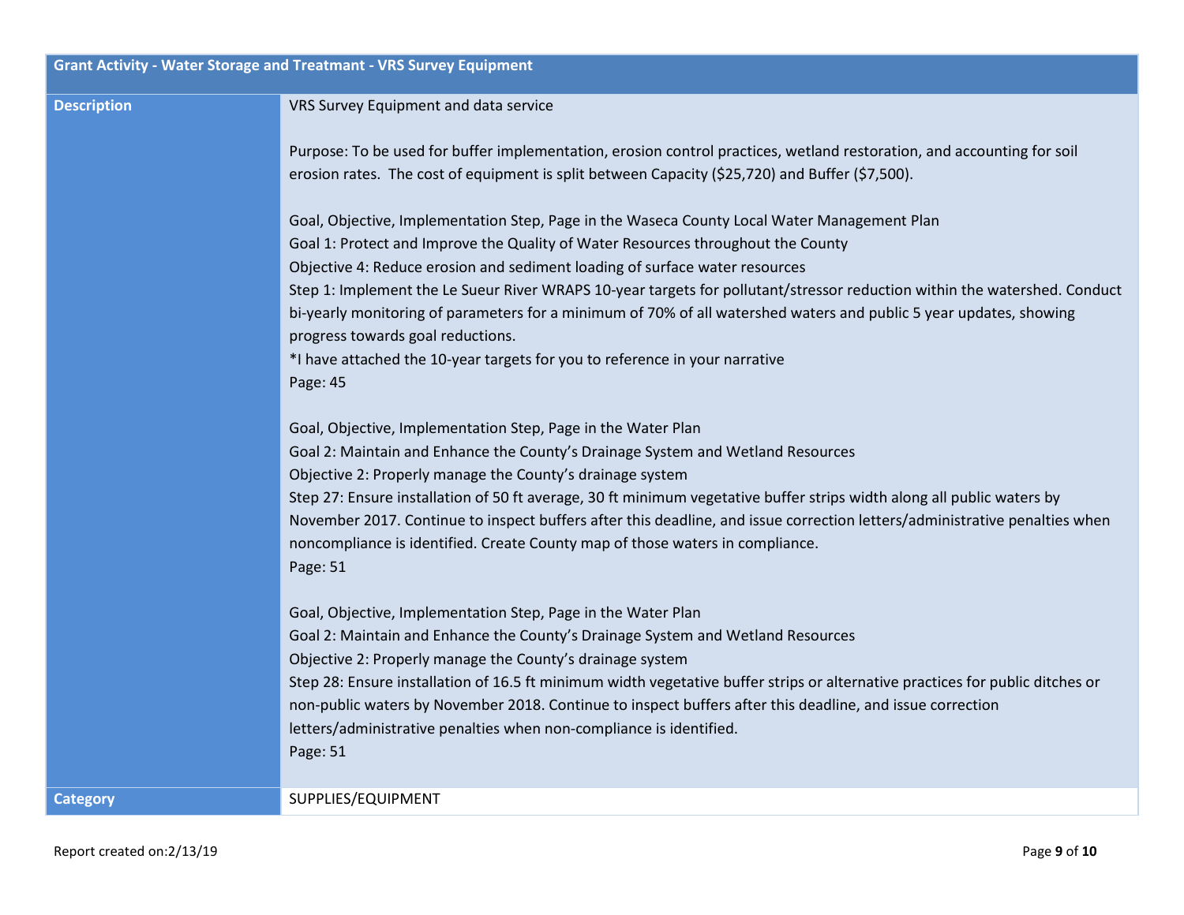| Grant Activity - Water Storage and Treatmant - VRS Survey Equipment | |
|---|---|
| **Description** | VRS Survey Equipment and data service<br><br>Purpose: To be used for buffer implementation, erosion control practices, wetland restoration, and accounting for soil erosion rates. The cost of equipment is split between Capacity ($25,720) and Buffer ($7,500).<br><br>Goal, Objective, Implementation Step, Page in the Waseca County Local Water Management Plan<br>Goal 1: Protect and Improve the Quality of Water Resources throughout the County<br>Objective 4: Reduce erosion and sediment loading of surface water resources<br>Step 1: Implement the Le Sueur River WRAPS 10-year targets for pollutant/stressor reduction within the watershed. Conduct bi-yearly monitoring of parameters for a minimum of 70% of all watershed waters and public 5 year updates, showing progress towards goal reductions.<br>*I have attached the 10-year targets for you to reference in your narrative<br>Page: 45<br><br>Goal, Objective, Implementation Step, Page in the Water Plan<br>Goal 2: Maintain and Enhance the County's Drainage System and Wetland Resources<br>Objective 2: Properly manage the County's drainage system<br>Step 27: Ensure installation of 50 ft average, 30 ft minimum vegetative buffer strips width along all public waters by November 2017. Continue to inspect buffers after this deadline, and issue correction letters/administrative penalties when noncompliance is identified. Create County map of those waters in compliance.<br>Page: 51<br><br>Goal, Objective, Implementation Step, Page in the Water Plan<br>Goal 2: Maintain and Enhance the County's Drainage System and Wetland Resources<br>Objective 2: Properly manage the County's drainage system<br>Step 28: Ensure installation of 16.5 ft minimum width vegetative buffer strips or alternative practices for public ditches or non-public waters by November 2018. Continue to inspect buffers after this deadline, and issue correction letters/administrative penalties when non-compliance is identified.<br>Page: 51 |
| **Category** | SUPPLIES/EQUIPMENT |

Report created on:2/13/19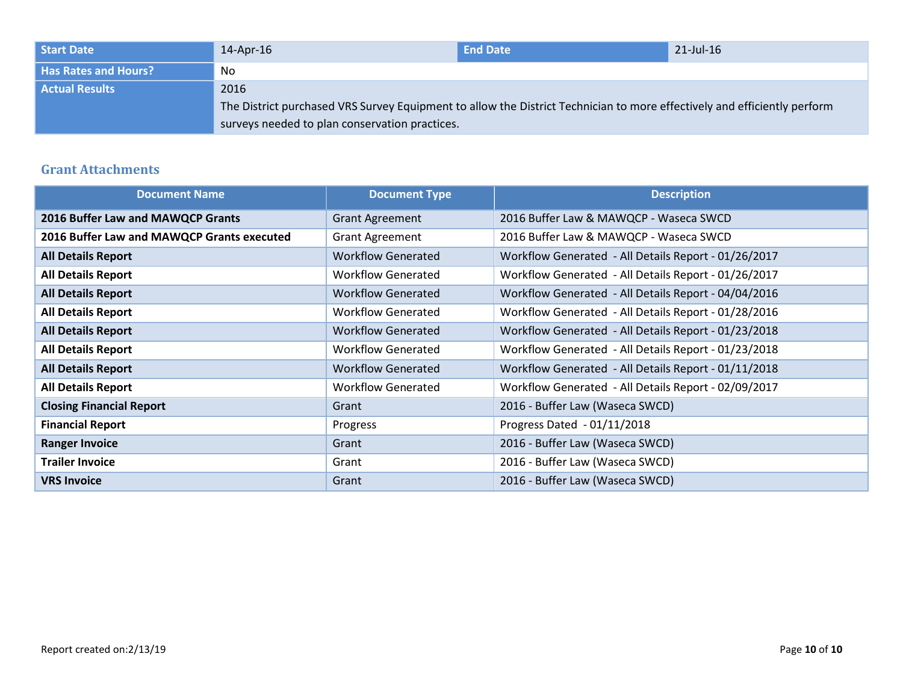| Start Date | 14-Apr-16 | End Date | 21-Jul-16 |
|---|---|---|---|
| Has Rates and Hours? | No | | |
| Actual Results | 2016<br>The District purchased VRS Survey Equipment to allow the District Technician to more effectively and efficiently perform surveys needed to plan conservation practices. | | |

## Grant Attachments

| Document Name | Document Type | Description |
|---|---|---|
| **2016 Buffer Law and MAWQCP Grants** | Grant Agreement | 2016 Buffer Law & MAWQCP - Waseca SWCD |
| **2016 Buffer Law and MAWQCP Grants executed** | Grant Agreement | 2016 Buffer Law & MAWQCP - Waseca SWCD |
| **All Details Report** | Workflow Generated | Workflow Generated - All Details Report - 01/26/2017 |
| **All Details Report** | Workflow Generated | Workflow Generated - All Details Report - 01/26/2017 |
| **All Details Report** | Workflow Generated | Workflow Generated - All Details Report - 04/04/2016 |
| **All Details Report** | Workflow Generated | Workflow Generated - All Details Report - 01/28/2016 |
| **All Details Report** | Workflow Generated | Workflow Generated - All Details Report - 01/23/2018 |
| **All Details Report** | Workflow Generated | Workflow Generated - All Details Report - 01/23/2018 |
| **All Details Report** | Workflow Generated | Workflow Generated - All Details Report - 01/11/2018 |
| **All Details Report** | Workflow Generated | Workflow Generated - All Details Report - 02/09/2017 |
| **Closing Financial Report** | Grant | 2016 - Buffer Law (Waseca SWCD) |
| **Financial Report** | Progress | Progress Dated - 01/11/2018 |
| **Ranger Invoice** | Grant | 2016 - Buffer Law (Waseca SWCD) |
| **Trailer Invoice** | Grant | 2016 - Buffer Law (Waseca SWCD) |
| **VRS Invoice** | Grant | 2016 - Buffer Law (Waseca SWCD) |

Report created on:2/13/19